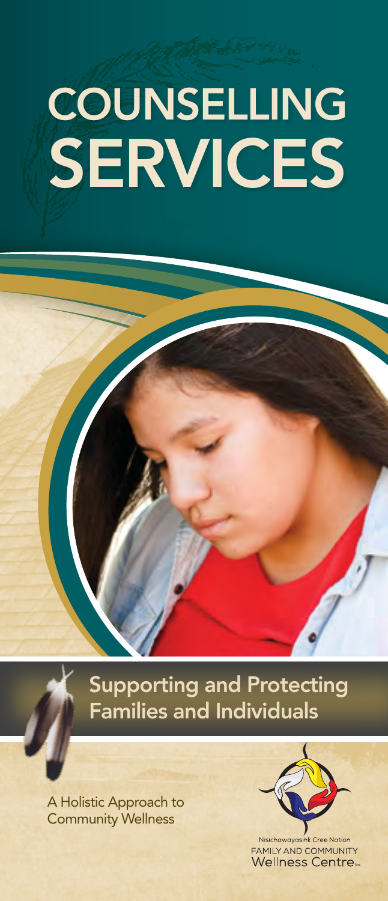# COUNSELLING SERVICES

## Supporting and Protecting Families and Individuals

A Holistic Approach to Community Wellness

Nisichawayasihk Cree Nation
FAMILY AND COMMUNITY
Wellness Centre Inc.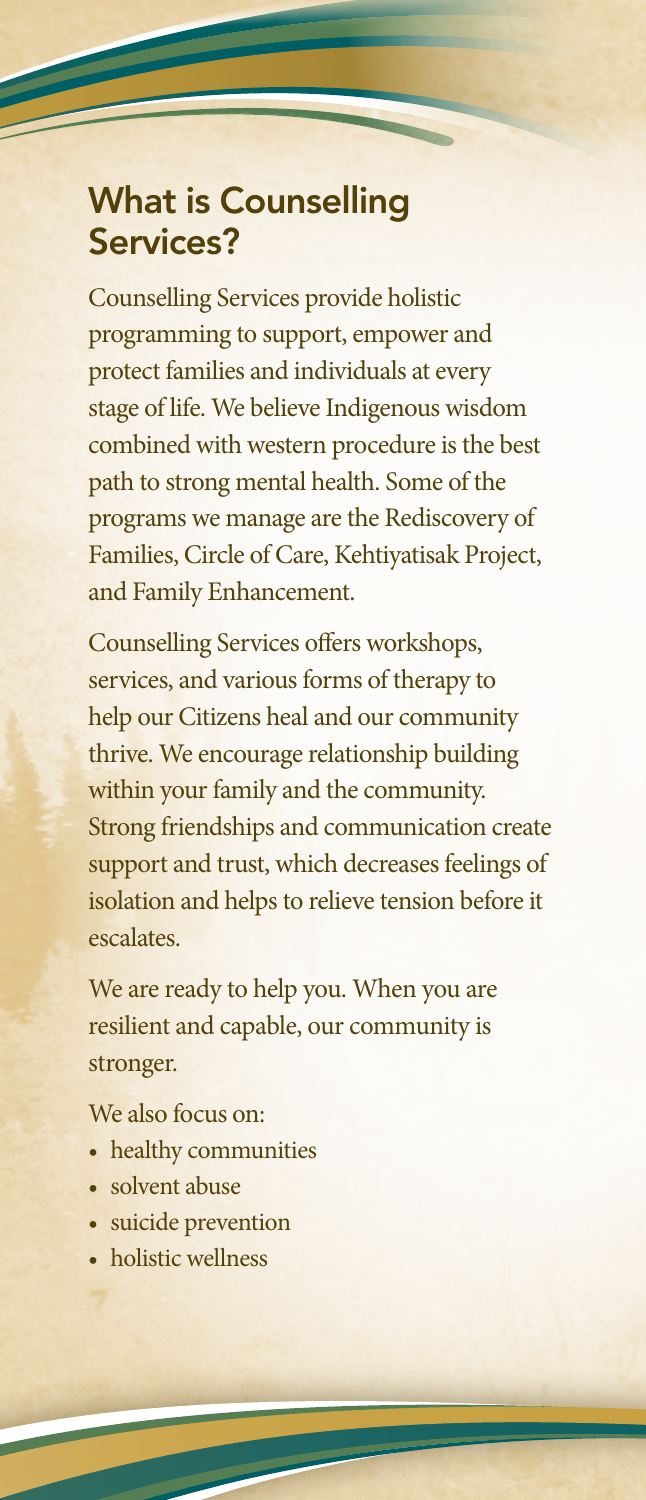## What is Counselling Services?

Counselling Services provide holistic programming to support, empower and protect families and individuals at every stage of life. We believe Indigenous wisdom combined with western procedure is the best path to strong mental health. Some of the programs we manage are the Rediscovery of Families, Circle of Care, Kehtiyatisak Project, and Family Enhancement.

Counselling Services offers workshops, services, and various forms of therapy to help our Citizens heal and our community thrive. We encourage relationship building within your family and the community. Strong friendships and communication create support and trust, which decreases feelings of isolation and helps to relieve tension before it escalates.

We are ready to help you. When you are resilient and capable, our community is stronger.

We also focus on:

- healthy communities
- solvent abuse
- suicide prevention
- holistic wellness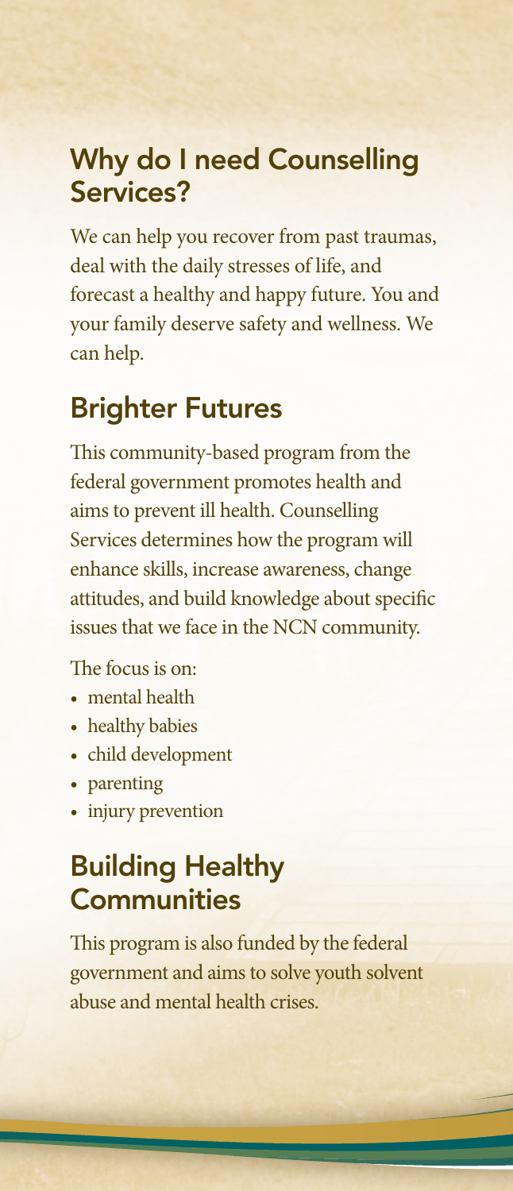## Why do I need Counselling Services?

We can help you recover from past traumas, deal with the daily stresses of life, and forecast a healthy and happy future. You and your family deserve safety and wellness. We can help.

## Brighter Futures

This community-based program from the federal government promotes health and aims to prevent ill health. Counselling Services determines how the program will enhance skills, increase awareness, change attitudes, and build knowledge about specific issues that we face in the NCN community.

The focus is on:

- mental health
- healthy babies
- child development
- parenting
- injury prevention

## Building Healthy Communities

This program is also funded by the federal government and aims to solve youth solvent abuse and mental health crises.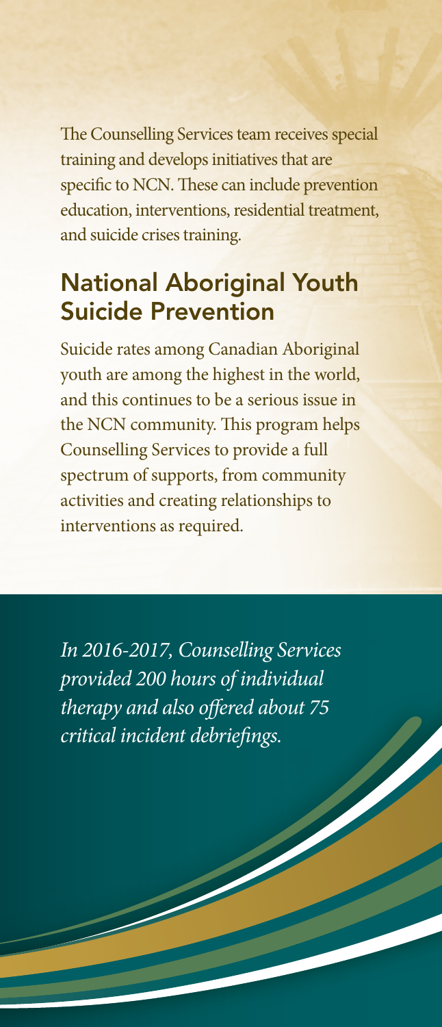The Counselling Services team receives special training and develops initiatives that are specific to NCN. These can include prevention education, interventions, residential treatment, and suicide crises training.

## National Aboriginal Youth Suicide Prevention

Suicide rates among Canadian Aboriginal youth are among the highest in the world, and this continues to be a serious issue in the NCN community. This program helps Counselling Services to provide a full spectrum of supports, from community activities and creating relationships to interventions as required.

*In 2016-2017, Counselling Services provided 200 hours of individual therapy and also offered about 75 critical incident debriefings.*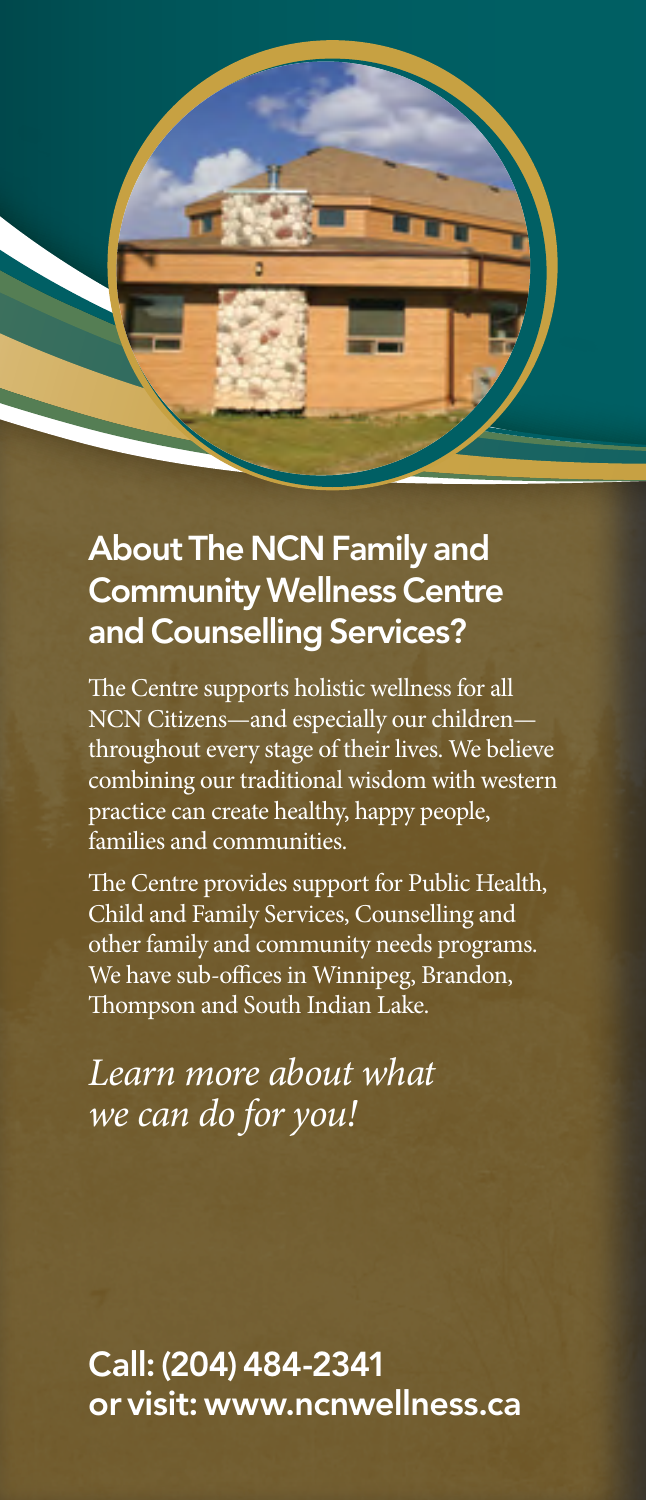## About The NCN Family and Community Wellness Centre and Counselling Services?

The Centre supports holistic wellness for all NCN Citizens—and especially our children—throughout every stage of their lives. We believe combining our traditional wisdom with western practice can create healthy, happy people, families and communities.

The Centre provides support for Public Health, Child and Family Services, Counselling and other family and community needs programs. We have sub-offices in Winnipeg, Brandon, Thompson and South Indian Lake.

*Learn more about what we can do for you!*

**Call: (204) 484-2341**
**or visit: www.ncnwellness.ca**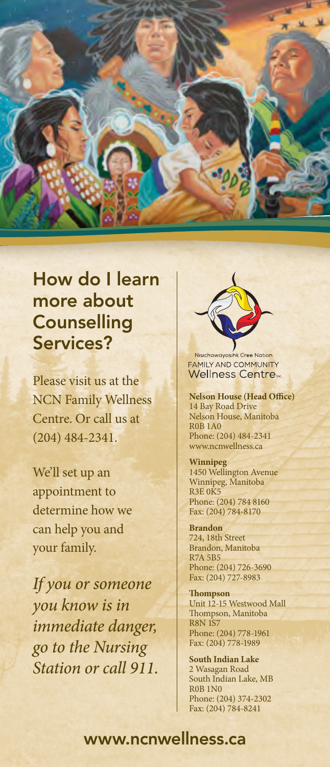## How do I learn more about Counselling Services?

Please visit us at the NCN Family Wellness Centre. Or call us at (204) 484-2341.

We'll set up an appointment to determine how we can help you and your family.

*If you or someone you know is in immediate danger, go to the Nursing Station or call 911.*

Nisichawayasihk Cree Nation
FAMILY AND COMMUNITY
Wellness Centre Inc.

**Nelson House (Head Office)**
14 Bay Road Drive
Nelson House, Manitoba
R0B 1A0
Phone: (204) 484-2341
www.ncnwellness.ca

**Winnipeg**
1450 Wellington Avenue
Winnipeg, Manitoba
R3E 0K5
Phone: (204) 784 8160
Fax: (204) 784-8170

**Brandon**
724, 18th Street
Brandon, Manitoba
R7A 5B5
Phone: (204) 726-3690
Fax: (204) 727-8983

**Thompson**
Unit 12-15 Westwood Mall
Thompson, Manitoba
R8N 1S7
Phone: (204) 778-1961
Fax: (204) 778-1989

**South Indian Lake**
2 Wasagan Road
South Indian Lake, MB
R0B 1N0
Phone: (204) 374-2302
Fax: (204) 784-8241

## www.ncnwellness.ca